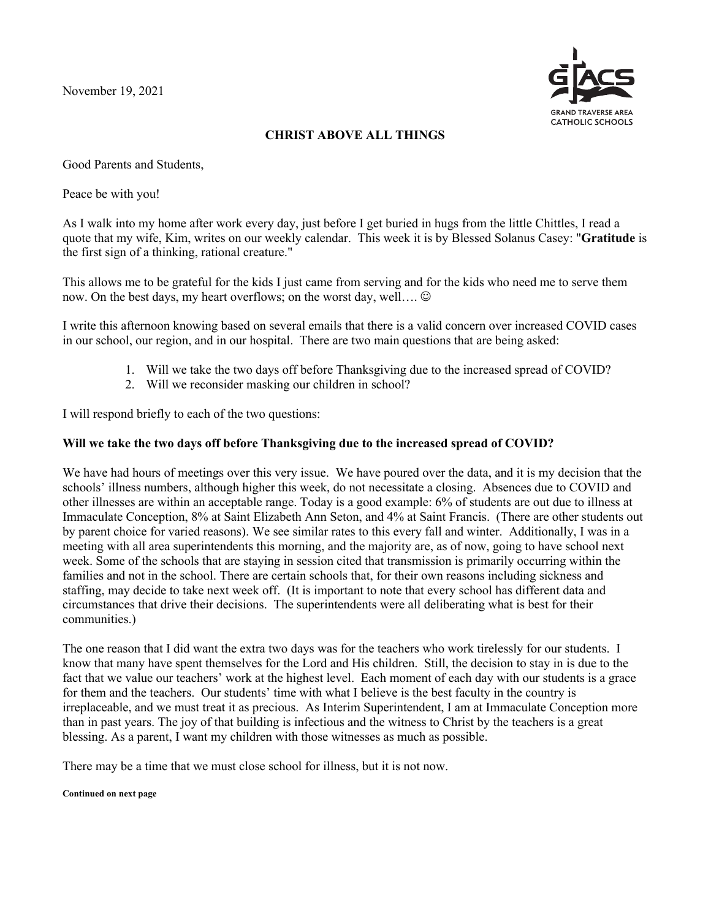November 19, 2021

GRAND TRAVERSE AREA CATHOLIC SCHOOLS

**CHRIST ABOVE ALL THINGS**

Good Parents and Students,

Peace be with you!

As I walk into my home after work every day, just before I get buried in hugs from the little Chittles, I read a quote that my wife, Kim, writes on our weekly calendar. This week it is by Blessed Solanus Casey: "**Gratitude** is the first sign of a thinking, rational creature."

This allows me to be grateful for the kids I just came from serving and for the kids who need me to serve them now. On the best days, my heart overflows; on the worst day, well…. ☺

I write this afternoon knowing based on several emails that there is a valid concern over increased COVID cases in our school, our region, and in our hospital. There are two main questions that are being asked:

1. Will we take the two days off before Thanksgiving due to the increased spread of COVID?
2. Will we reconsider masking our children in school?

I will respond briefly to each of the two questions:

**Will we take the two days off before Thanksgiving due to the increased spread of COVID?**

We have had hours of meetings over this very issue. We have poured over the data, and it is my decision that the schools' illness numbers, although higher this week, do not necessitate a closing. Absences due to COVID and other illnesses are within an acceptable range. Today is a good example: 6% of students are out due to illness at Immaculate Conception, 8% at Saint Elizabeth Ann Seton, and 4% at Saint Francis. (There are other students out by parent choice for varied reasons). We see similar rates to this every fall and winter. Additionally, I was in a meeting with all area superintendents this morning, and the majority are, as of now, going to have school next week. Some of the schools that are staying in session cited that transmission is primarily occurring within the families and not in the school. There are certain schools that, for their own reasons including sickness and staffing, may decide to take next week off. (It is important to note that every school has different data and circumstances that drive their decisions. The superintendents were all deliberating what is best for their communities.)

The one reason that I did want the extra two days was for the teachers who work tirelessly for our students. I know that many have spent themselves for the Lord and His children. Still, the decision to stay in is due to the fact that we value our teachers' work at the highest level. Each moment of each day with our students is a grace for them and the teachers. Our students' time with what I believe is the best faculty in the country is irreplaceable, and we must treat it as precious. As Interim Superintendent, I am at Immaculate Conception more than in past years. The joy of that building is infectious and the witness to Christ by the teachers is a great blessing. As a parent, I want my children with those witnesses as much as possible.

There may be a time that we must close school for illness, but it is not now.

**Continued on next page**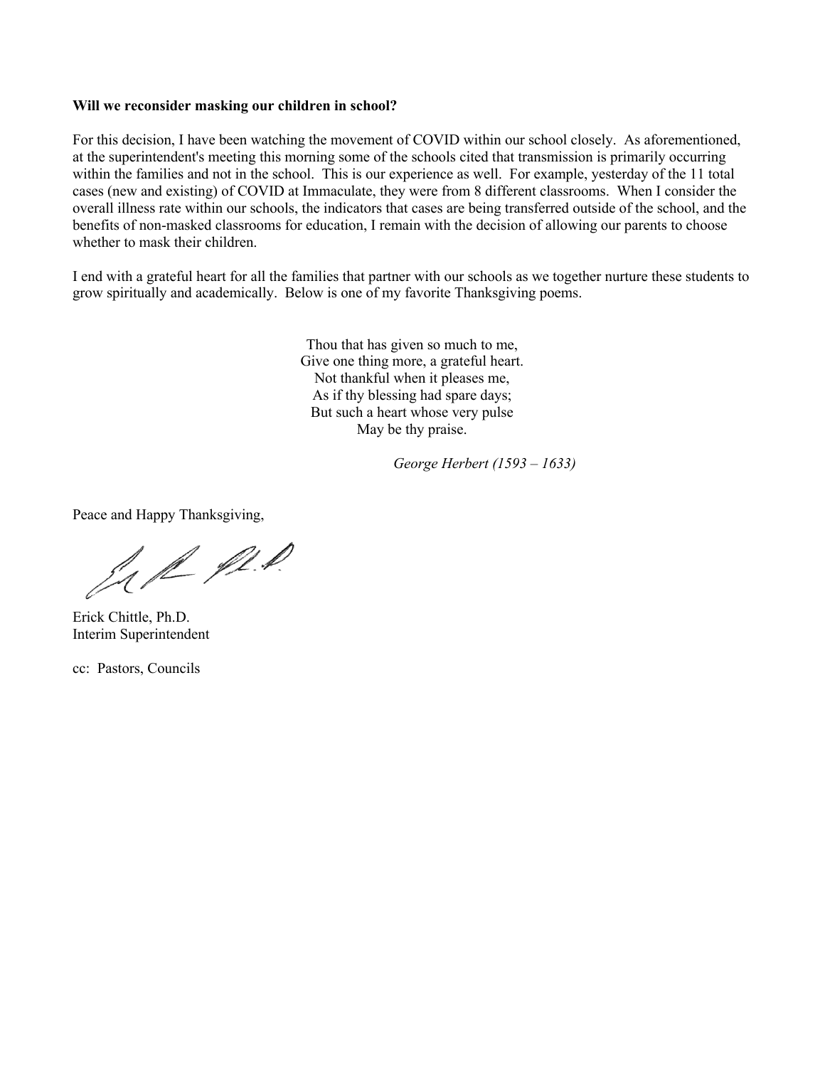**Will we reconsider masking our children in school?**

For this decision, I have been watching the movement of COVID within our school closely. As aforementioned, at the superintendent's meeting this morning some of the schools cited that transmission is primarily occurring within the families and not in the school. This is our experience as well. For example, yesterday of the 11 total cases (new and existing) of COVID at Immaculate, they were from 8 different classrooms. When I consider the overall illness rate within our schools, the indicators that cases are being transferred outside of the school, and the benefits of non-masked classrooms for education, I remain with the decision of allowing our parents to choose whether to mask their children.

I end with a grateful heart for all the families that partner with our schools as we together nurture these students to grow spiritually and academically. Below is one of my favorite Thanksgiving poems.

Thou that has given so much to me,
Give one thing more, a grateful heart.
Not thankful when it pleases me,
As if thy blessing had spare days;
But such a heart whose very pulse
May be thy praise.

*George Herbert (1593 – 1633)*

Peace and Happy Thanksgiving,

Erick Chittle, Ph.D.
Interim Superintendent

cc: Pastors, Councils